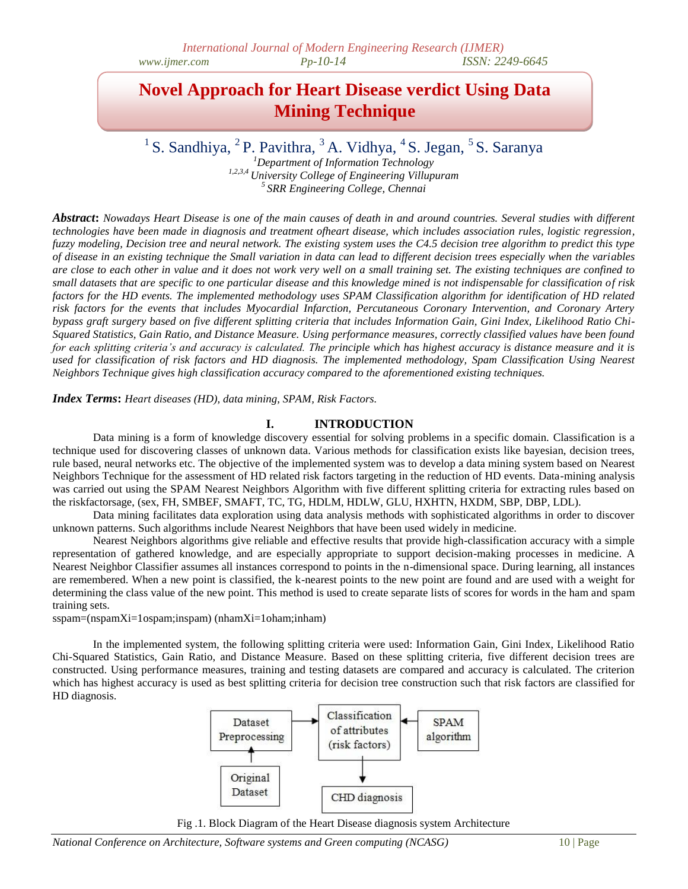# Novel Approach for Heart Disease verdict Using Data Mining Technique

[1] S. Sandhiya, [2] P. Pavithra, [3] A. Vidhya, [4] S. Jegan, [5] S. Saranya

[1] *Department of Information Technology*
[1,2,3,4] *University College of Engineering Villupuram*
[5] *SRR Engineering College, Chennai*

***Abstract*****:** *Nowadays Heart Disease is one of the main causes of death in and around countries. Several studies with different technologies have been made in diagnosis and treatment ofheart disease, which includes association rules, logistic regression, fuzzy modeling, Decision tree and neural network. The existing system uses the C4.5 decision tree algorithm to predict this type of disease in an existing technique the Small variation in data can lead to different decision trees especially when the variables are close to each other in value and it does not work very well on a small training set. The existing techniques are confined to small datasets that are specific to one particular disease and this knowledge mined is not indispensable for classification of risk factors for the HD events. The implemented methodology uses SPAM Classification algorithm for identification of HD related risk factors for the events that includes Myocardial Infarction, Percutaneous Coronary Intervention, and Coronary Artery bypass graft surgery based on five different splitting criteria that includes Information Gain, Gini Index, Likelihood Ratio Chi-Squared Statistics, Gain Ratio, and Distance Measure. Using performance measures, correctly classified values have been found for each splitting criteria's and accuracy is calculated. The principle which has highest accuracy is distance measure and it is used for classification of risk factors and HD diagnosis. The implemented methodology, Spam Classification Using Nearest Neighbors Technique gives high classification accuracy compared to the aforementioned existing techniques.*

***Index Terms*****:** *Heart diseases (HD), data mining, SPAM, Risk Factors.*

## I. INTRODUCTION

Data mining is a form of knowledge discovery essential for solving problems in a specific domain. Classification is a technique used for discovering classes of unknown data. Various methods for classification exists like bayesian, decision trees, rule based, neural networks etc. The objective of the implemented system was to develop a data mining system based on Nearest Neighbors Technique for the assessment of HD related risk factors targeting in the reduction of HD events. Data-mining analysis was carried out using the SPAM Nearest Neighbors Algorithm with five different splitting criteria for extracting rules based on the riskfactorsage, (sex, FH, SMBEF, SMAFT, TC, TG, HDLM, HDLW, GLU, HXHTN, HXDM, SBP, DBP, LDL).

Data mining facilitates data exploration using data analysis methods with sophisticated algorithms in order to discover unknown patterns. Such algorithms include Nearest Neighbors that have been used widely in medicine.

Nearest Neighbors algorithms give reliable and effective results that provide high-classification accuracy with a simple representation of gathered knowledge, and are especially appropriate to support decision-making processes in medicine. A Nearest Neighbor Classifier assumes all instances correspond to points in the n-dimensional space. During learning, all instances are remembered. When a new point is classified, the k-nearest points to the new point are found and are used with a weight for determining the class value of the new point. This method is used to create separate lists of scores for words in the ham and spam training sets.

sspam=(nspamXi=1ospam;inspam) (nhamXi=1oham;inham)

In the implemented system, the following splitting criteria were used: Information Gain, Gini Index, Likelihood Ratio Chi-Squared Statistics, Gain Ratio, and Distance Measure. Based on these splitting criteria, five different decision trees are constructed. Using performance measures, training and testing datasets are compared and accuracy is calculated. The criterion which has highest accuracy is used as best splitting criteria for decision tree construction such that risk factors are classified for HD diagnosis.

Dataset Preprocessing → Classification of attributes (risk factors) ← SPAM algorithm
Original Dataset → Dataset Preprocessing
Classification of attributes (risk factors) → CHD diagnosis

Fig .1. Block Diagram of the Heart Disease diagnosis system Architecture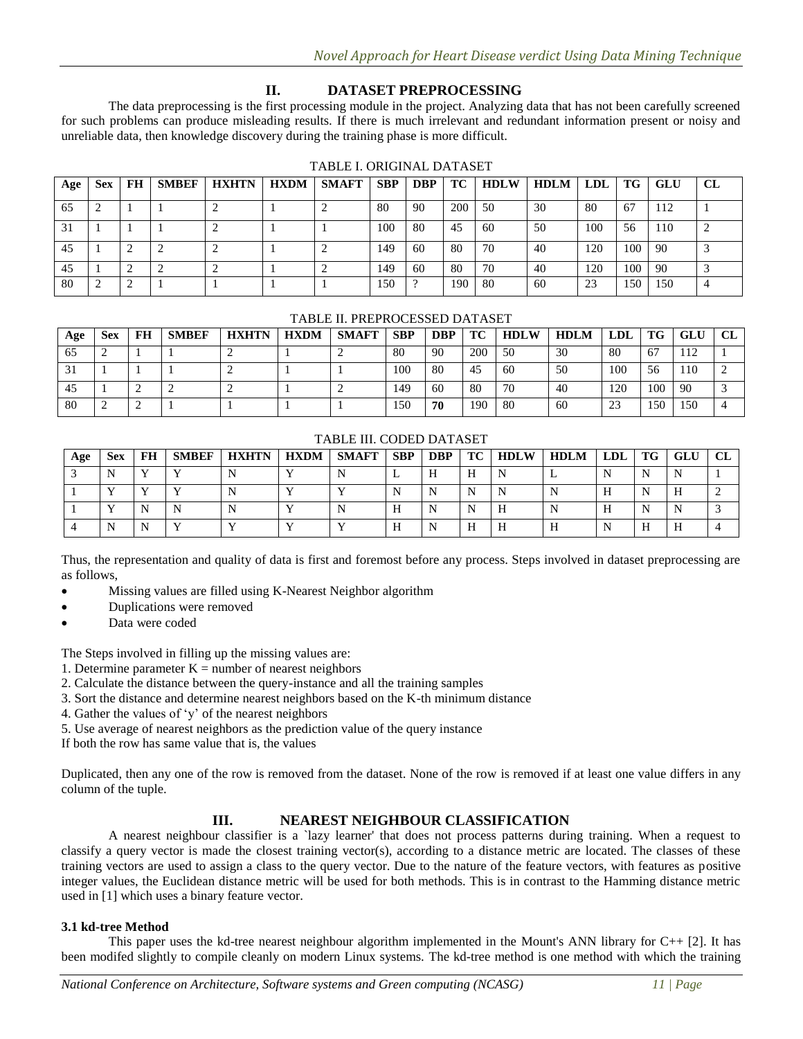## II. DATASET PREPROCESSING

The data preprocessing is the first processing module in the project. Analyzing data that has not been carefully screened for such problems can produce misleading results. If there is much irrelevant and redundant information present or noisy and unreliable data, then knowledge discovery during the training phase is more difficult.

TABLE I. ORIGINAL DATASET

| Age | Sex | FH | SMBEF | HXHTN | HXDM | SMAFT | SBP | DBP | TC | HDLW | HDLM | LDL | TG | GLU | CL |
|---|---|---|---|---|---|---|---|---|---|---|---|---|---|---|---|
| 65 | 2 | 1 | 1 | 2 | 1 | 2 | 80 | 90 | 200 | 50 | 30 | 80 | 67 | 112 | 1 |
| 31 | 1 | 1 | 1 | 2 | 1 | 1 | 100 | 80 | 45 | 60 | 50 | 100 | 56 | 110 | 2 |
| 45 | 1 | 2 | 2 | 2 | 1 | 2 | 149 | 60 | 80 | 70 | 40 | 120 | 100 | 90 | 3 |
| 45 | 1 | 2 | 2 | 2 | 1 | 2 | 149 | 60 | 80 | 70 | 40 | 120 | 100 | 90 | 3 |
| 80 | 2 | 2 | 1 | 1 | 1 | 1 | 150 | ? | 190 | 80 | 60 | 23 | 150 | 150 | 4 |

TABLE II. PREPROCESSED DATASET

| Age | Sex | FH | SMBEF | HXHTN | HXDM | SMAFT | SBP | DBP | TC | HDLW | HDLM | LDL | TG | GLU | CL |
|---|---|---|---|---|---|---|---|---|---|---|---|---|---|---|---|
| 65 | 2 | 1 | 1 | 2 | 1 | 2 | 80 | 90 | 200 | 50 | 30 | 80 | 67 | 112 | 1 |
| 31 | 1 | 1 | 1 | 2 | 1 | 1 | 100 | 80 | 45 | 60 | 50 | 100 | 56 | 110 | 2 |
| 45 | 1 | 2 | 2 | 2 | 1 | 2 | 149 | 60 | 80 | 70 | 40 | 120 | 100 | 90 | 3 |
| 80 | 2 | 2 | 1 | 1 | 1 | 1 | 150 | **70** | 190 | 80 | 60 | 23 | 150 | 150 | 4 |

TABLE III. CODED DATASET

| Age | Sex | FH | SMBEF | HXHTN | HXDM | SMAFT | SBP | DBP | TC | HDLW | HDLM | LDL | TG | GLU | CL |
|---|---|---|---|---|---|---|---|---|---|---|---|---|---|---|---|
| 3 | N | Y | Y | N | Y | N | L | H | H | N | L | N | N | N | 1 |
| 1 | Y | Y | Y | N | Y | Y | N | N | N | N | N | H | N | H | 2 |
| 1 | Y | N | N | N | Y | N | H | N | N | H | N | H | N | N | 3 |
| 4 | N | N | Y | Y | Y | Y | H | N | H | H | H | N | H | H | 4 |

Thus, the representation and quality of data is first and foremost before any process. Steps involved in dataset preprocessing are as follows,

- Missing values are filled using K-Nearest Neighbor algorithm
- Duplications were removed
- Data were coded

The Steps involved in filling up the missing values are:

1. Determine parameter K = number of nearest neighbors
2. Calculate the distance between the query-instance and all the training samples
3. Sort the distance and determine nearest neighbors based on the K-th minimum distance
4. Gather the values of 'y' of the nearest neighbors
5. Use average of nearest neighbors as the prediction value of the query instance

If both the row has same value that is, the values

Duplicated, then any one of the row is removed from the dataset. None of the row is removed if at least one value differs in any column of the tuple.

## III. NEAREST NEIGHBOUR CLASSIFICATION

A nearest neighbour classifier is a `lazy learner' that does not process patterns during training. When a request to classify a query vector is made the closest training vector(s), according to a distance metric are located. The classes of these training vectors are used to assign a class to the query vector. Due to the nature of the feature vectors, with features as positive integer values, the Euclidean distance metric will be used for both methods. This is in contrast to the Hamming distance metric used in [1] which uses a binary feature vector.

### 3.1 kd-tree Method

This paper uses the kd-tree nearest neighbour algorithm implemented in the Mount's ANN library for C++ [2]. It has been modifed slightly to compile cleanly on modern Linux systems. The kd-tree method is one method with which the training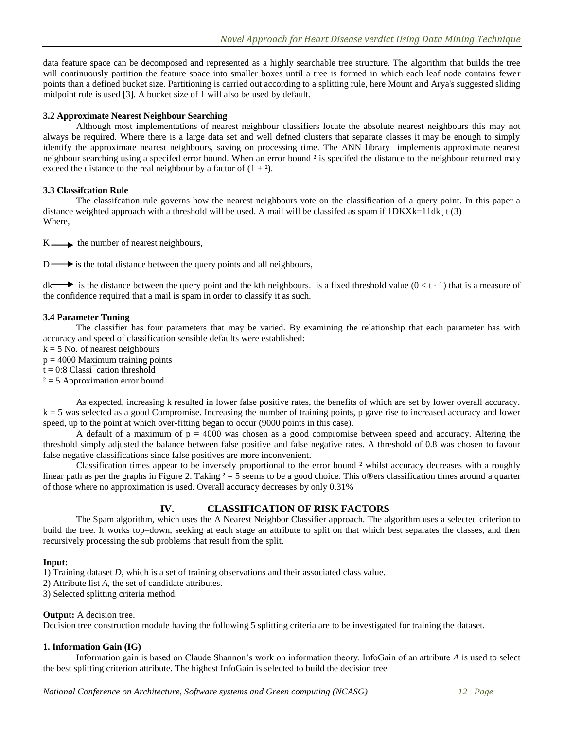data feature space can be decomposed and represented as a highly searchable tree structure. The algorithm that builds the tree will continuously partition the feature space into smaller boxes until a tree is formed in which each leaf node contains fewer points than a defined bucket size. Partitioning is carried out according to a splitting rule, here Mount and Arya's suggested sliding midpoint rule is used [3]. A bucket size of 1 will also be used by default.

### 3.2 Approximate Nearest Neighbour Searching

Although most implementations of nearest neighbour classifiers locate the absolute nearest neighbours this may not always be required. Where there is a large data set and well defned clusters that separate classes it may be enough to simply identify the approximate nearest neighbours, saving on processing time. The ANN library implements approximate nearest neighbour searching using a specifed error bound. When an error bound ² is specifed the distance to the neighbour returned may exceed the distance to the real neighbour by a factor of (1 + ²).

### 3.3 Classifcation Rule

The classifcation rule governs how the nearest neighbours vote on the classification of a query point. In this paper a distance weighted approach with a threshold will be used. A mail will be classifed as spam if 1DKXk=11dk¸ t (3)
Where,

K ⟶ the number of nearest neighbours,

D ⟶ is the total distance between the query points and all neighbours,

dk ⟶ is the distance between the query point and the kth neighbours. is a fixed threshold value (0 < t · 1) that is a measure of the confidence required that a mail is spam in order to classify it as such.

### 3.4 Parameter Tuning

The classifier has four parameters that may be varied. By examining the relationship that each parameter has with accuracy and speed of classification sensible defaults were established:

k = 5 No. of nearest neighbours
p = 4000 Maximum training points
t = 0:8 Classi¯cation threshold
² = 5 Approximation error bound

As expected, increasing k resulted in lower false positive rates, the benefits of which are set by lower overall accuracy. k = 5 was selected as a good Compromise. Increasing the number of training points, p gave rise to increased accuracy and lower speed, up to the point at which over-fitting began to occur (9000 points in this case).

A default of a maximum of p = 4000 was chosen as a good compromise between speed and accuracy. Altering the threshold simply adjusted the balance between false positive and false negative rates. A threshold of 0.8 was chosen to favour false negative classifications since false positives are more inconvenient.

Classification times appear to be inversely proportional to the error bound ² whilst accuracy decreases with a roughly linear path as per the graphs in Figure 2. Taking ² = 5 seems to be a good choice. This o®ers classification times around a quarter of those where no approximation is used. Overall accuracy decreases by only 0.31%

## IV. CLASSIFICATION OF RISK FACTORS

The Spam algorithm, which uses the A Nearest Neighbor Classifier approach. The algorithm uses a selected criterion to build the tree. It works top–down, seeking at each stage an attribute to split on that which best separates the classes, and then recursively processing the sub problems that result from the split.

**Input:**

1) Training dataset *D*, which is a set of training observations and their associated class value.
2) Attribute list *A*, the set of candidate attributes.
3) Selected splitting criteria method.

**Output:** A decision tree.
Decision tree construction module having the following 5 splitting criteria are to be investigated for training the dataset.

**1. Information Gain (IG)**

Information gain is based on Claude Shannon's work on information theory. InfoGain of an attribute *A* is used to select the best splitting criterion attribute. The highest InfoGain is selected to build the decision tree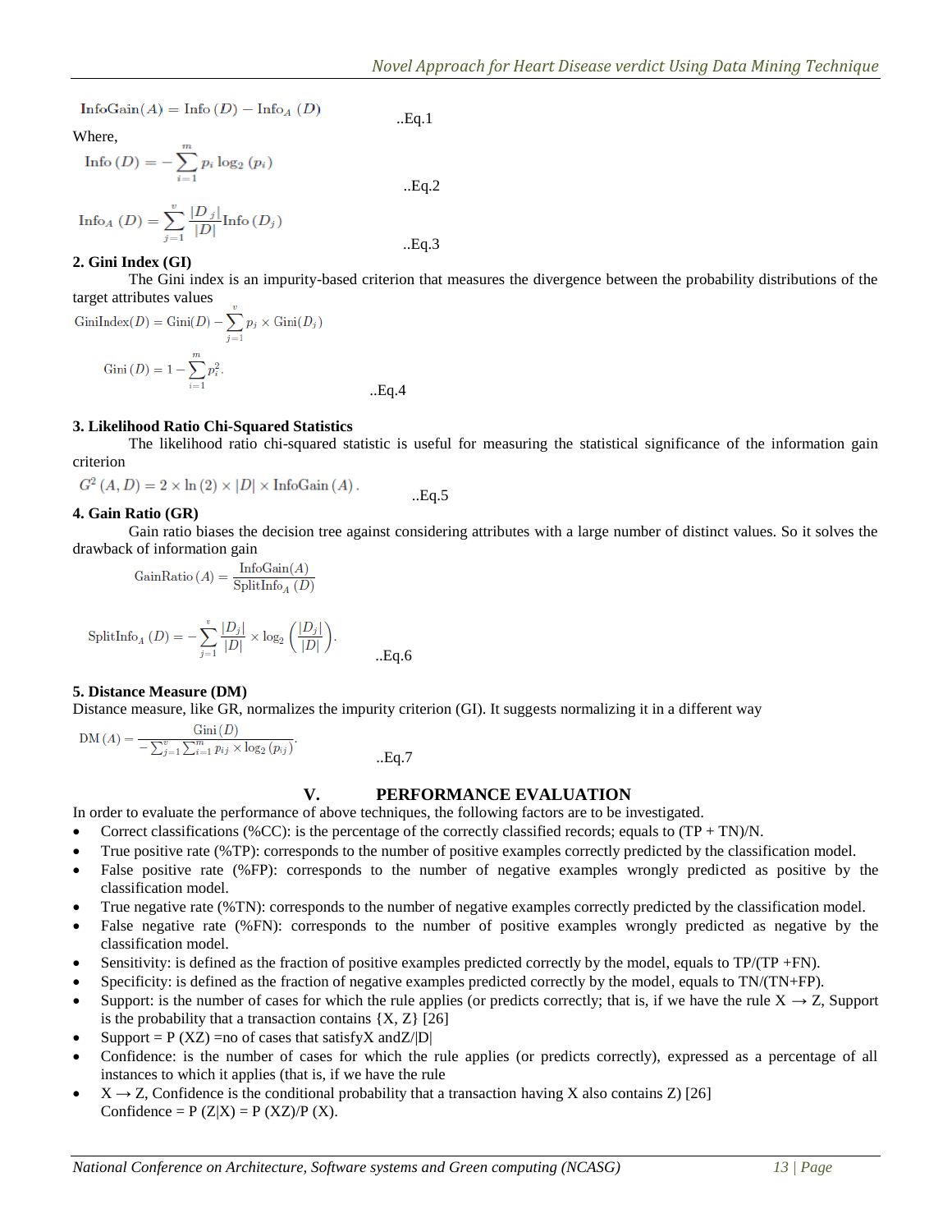$$\text{InfoGain}(A) = \text{Info}(D) - \text{Info}_A(D)$$ ..Eq.1

Where,

$$\text{Info}(D) = -\sum_{i=1}^{m} p_i \log_2(p_i)$$ ..Eq.2

$$\text{Info}_A(D) = \sum_{j=1}^{v} \frac{|D_j|}{|D|} \text{Info}(D_j)$$ ..Eq.3

**2. Gini Index (GI)**

The Gini index is an impurity-based criterion that measures the divergence between the probability distributions of the target attributes values

$$\text{GiniIndex}(D) = \text{Gini}(D) - \sum_{j=1}^{v} p_j \times \text{Gini}(D_j)$$

$$\text{Gini}(D) = 1 - \sum_{i=1}^{m} p_i^2.$$ ..Eq.4

**3. Likelihood Ratio Chi-Squared Statistics**

The likelihood ratio chi-squared statistic is useful for measuring the statistical significance of the information gain criterion

$$G^2(A, D) = 2 \times \ln(2) \times |D| \times \text{InfoGain}(A).$$ ..Eq.5

**4. Gain Ratio (GR)**

Gain ratio biases the decision tree against considering attributes with a large number of distinct values. So it solves the drawback of information gain

$$\text{GainRatio}(A) = \frac{\text{InfoGain}(A)}{\text{SplitInfo}_A(D)}$$

$$\text{SplitInfo}_A(D) = -\sum_{j=1}^{v} \frac{|D_j|}{|D|} \times \log_2\left(\frac{|D_j|}{|D|}\right).$$ ..Eq.6

**5. Distance Measure (DM)**

Distance measure, like GR, normalizes the impurity criterion (GI). It suggests normalizing it in a different way

$$\text{DM}(A) = \frac{\text{Gini}(D)}{-\sum_{j=1}^{v}\sum_{i=1}^{m} p_{ij} \times \log_2(p_{ij})}.$$ ..Eq.7

## V. PERFORMANCE EVALUATION

In order to evaluate the performance of above techniques, the following factors are to be investigated.

- Correct classifications (%CC): is the percentage of the correctly classified records; equals to (TP + TN)/N.
- True positive rate (%TP): corresponds to the number of positive examples correctly predicted by the classification model.
- False positive rate (%FP): corresponds to the number of negative examples wrongly predicted as positive by the classification model.
- True negative rate (%TN): corresponds to the number of negative examples correctly predicted by the classification model.
- False negative rate (%FN): corresponds to the number of positive examples wrongly predicted as negative by the classification model.
- Sensitivity: is defined as the fraction of positive examples predicted correctly by the model, equals to TP/(TP +FN).
- Specificity: is defined as the fraction of negative examples predicted correctly by the model, equals to TN/(TN+FP).
- Support: is the number of cases for which the rule applies (or predicts correctly; that is, if we have the rule X → Z, Support is the probability that a transaction contains {X, Z} [26]
- Support = P (XZ) =no of cases that satisfyX andZ/|D|
- Confidence: is the number of cases for which the rule applies (or predicts correctly), expressed as a percentage of all instances to which it applies (that is, if we have the rule
- X → Z, Confidence is the conditional probability that a transaction having X also contains Z) [26]
  Confidence = P (Z|X) = P (XZ)/P (X).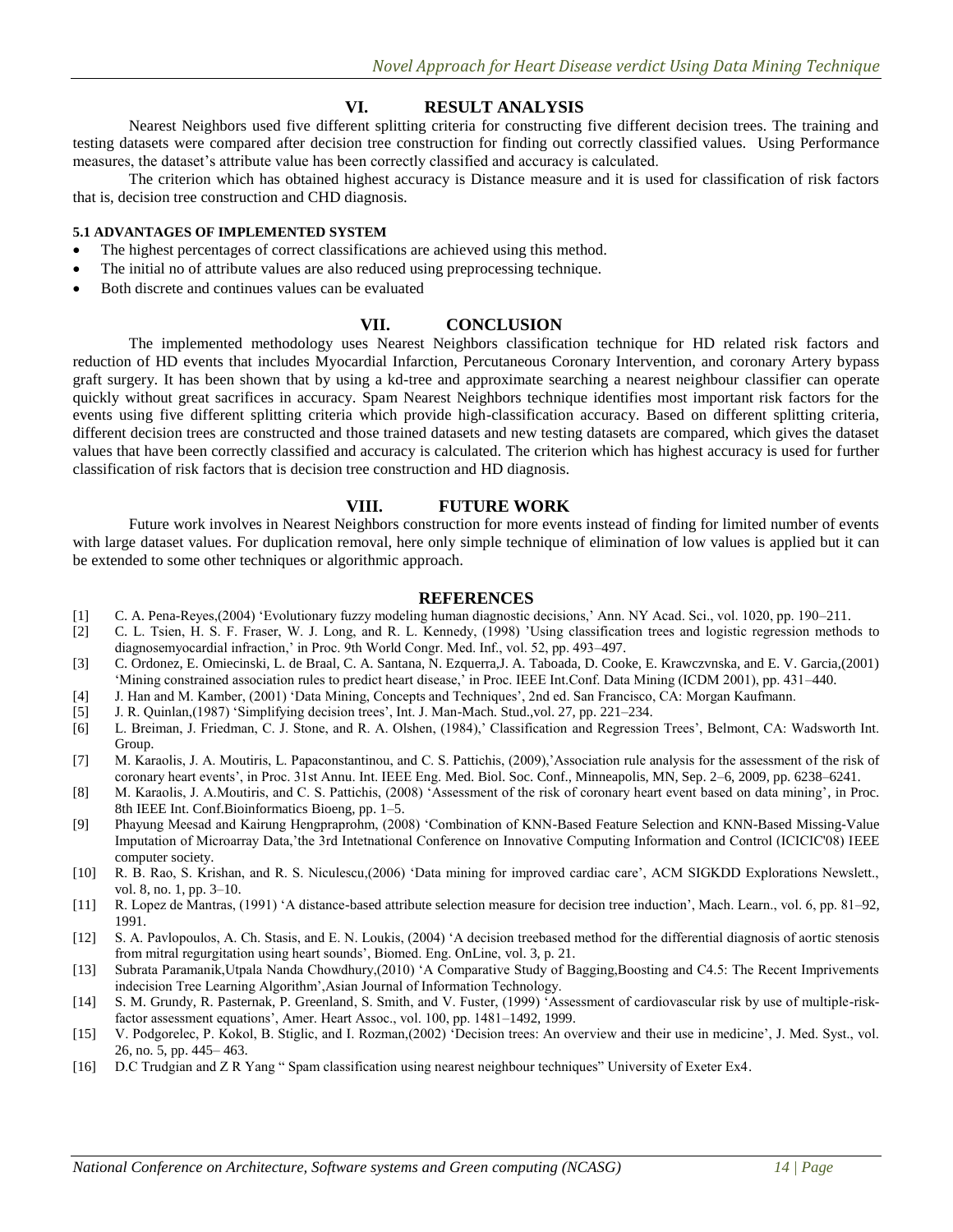## VI. RESULT ANALYSIS

Nearest Neighbors used five different splitting criteria for constructing five different decision trees. The training and testing datasets were compared after decision tree construction for finding out correctly classified values. Using Performance measures, the dataset's attribute value has been correctly classified and accuracy is calculated.

The criterion which has obtained highest accuracy is Distance measure and it is used for classification of risk factors that is, decision tree construction and CHD diagnosis.

#### 5.1 ADVANTAGES OF IMPLEMENTED SYSTEM

- The highest percentages of correct classifications are achieved using this method.
- The initial no of attribute values are also reduced using preprocessing technique.
- Both discrete and continues values can be evaluated

## VII. CONCLUSION

The implemented methodology uses Nearest Neighbors classification technique for HD related risk factors and reduction of HD events that includes Myocardial Infarction, Percutaneous Coronary Intervention, and coronary Artery bypass graft surgery. It has been shown that by using a kd-tree and approximate searching a nearest neighbour classifier can operate quickly without great sacrifices in accuracy. Spam Nearest Neighbors technique identifies most important risk factors for the events using five different splitting criteria which provide high-classification accuracy. Based on different splitting criteria, different decision trees are constructed and those trained datasets and new testing datasets are compared, which gives the dataset values that have been correctly classified and accuracy is calculated. The criterion which has highest accuracy is used for further classification of risk factors that is decision tree construction and HD diagnosis.

## VIII. FUTURE WORK

Future work involves in Nearest Neighbors construction for more events instead of finding for limited number of events with large dataset values. For duplication removal, here only simple technique of elimination of low values is applied but it can be extended to some other techniques or algorithmic approach.

## REFERENCES

[1] C. A. Pena-Reyes,(2004) 'Evolutionary fuzzy modeling human diagnostic decisions,' Ann. NY Acad. Sci., vol. 1020, pp. 190–211.

[2] C. L. Tsien, H. S. F. Fraser, W. J. Long, and R. L. Kennedy, (1998) 'Using classification trees and logistic regression methods to diagnosemyocardial infraction,' in Proc. 9th World Congr. Med. Inf., vol. 52, pp. 493–497.

[3] C. Ordonez, E. Omiecinski, L. de Braal, C. A. Santana, N. Ezquerra,J. A. Taboada, D. Cooke, E. Krawczvnska, and E. V. Garcia,(2001) 'Mining constrained association rules to predict heart disease,' in Proc. IEEE Int.Conf. Data Mining (ICDM 2001), pp. 431–440.

[4] J. Han and M. Kamber, (2001) 'Data Mining, Concepts and Techniques', 2nd ed. San Francisco, CA: Morgan Kaufmann.

[5] J. R. Quinlan,(1987) 'Simplifying decision trees', Int. J. Man-Mach. Stud.,vol. 27, pp. 221–234.

[6] L. Breiman, J. Friedman, C. J. Stone, and R. A. Olshen, (1984),' Classification and Regression Trees', Belmont, CA: Wadsworth Int. Group.

[7] M. Karaolis, J. A. Moutiris, L. Papaconstantinou, and C. S. Pattichis, (2009),'Association rule analysis for the assessment of the risk of coronary heart events', in Proc. 31st Annu. Int. IEEE Eng. Med. Biol. Soc. Conf., Minneapolis, MN, Sep. 2–6, 2009, pp. 6238–6241.

[8] M. Karaolis, J. A.Moutiris, and C. S. Pattichis, (2008) 'Assessment of the risk of coronary heart event based on data mining', in Proc. 8th IEEE Int. Conf.Bioinformatics Bioeng, pp. 1–5.

[9] Phayung Meesad and Kairung Hengpraprohm, (2008) 'Combination of KNN-Based Feature Selection and KNN-Based Missing-Value Imputation of Microarray Data,'the 3rd Intetnational Conference on Innovative Computing Information and Control (ICICIC'08) IEEE computer society.

[10] R. B. Rao, S. Krishan, and R. S. Niculescu,(2006) 'Data mining for improved cardiac care', ACM SIGKDD Explorations Newslett., vol. 8, no. 1, pp. 3–10.

[11] R. Lopez de Mantras, (1991) 'A distance-based attribute selection measure for decision tree induction', Mach. Learn., vol. 6, pp. 81–92, 1991.

[12] S. A. Pavlopoulos, A. Ch. Stasis, and E. N. Loukis, (2004) 'A decision treebased method for the differential diagnosis of aortic stenosis from mitral regurgitation using heart sounds', Biomed. Eng. OnLine, vol. 3, p. 21.

[13] Subrata Paramanik,Utpala Nanda Chowdhury,(2010) 'A Comparative Study of Bagging,Boosting and C4.5: The Recent Imprivements indecision Tree Learning Algorithm',Asian Journal of Information Technology.

[14] S. M. Grundy, R. Pasternak, P. Greenland, S. Smith, and V. Fuster, (1999) 'Assessment of cardiovascular risk by use of multiple-risk-factor assessment equations', Amer. Heart Assoc., vol. 100, pp. 1481–1492, 1999.

[15] V. Podgorelec, P. Kokol, B. Stiglic, and I. Rozman,(2002) 'Decision trees: An overview and their use in medicine', J. Med. Syst., vol. 26, no. 5, pp. 445– 463.

[16] D.C Trudgian and Z R Yang " Spam classification using nearest neighbour techniques" University of Exeter Ex4.